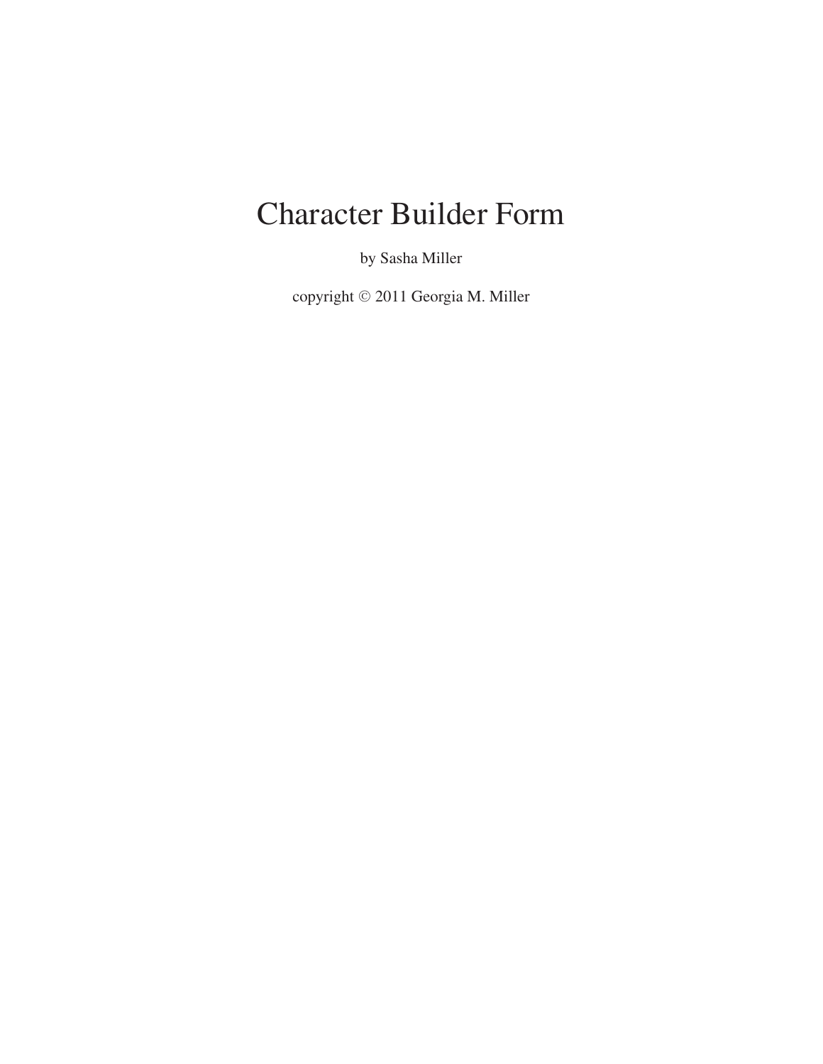# Character Builder Form

by Sasha Miller

copyright © 2011 Georgia M. Miller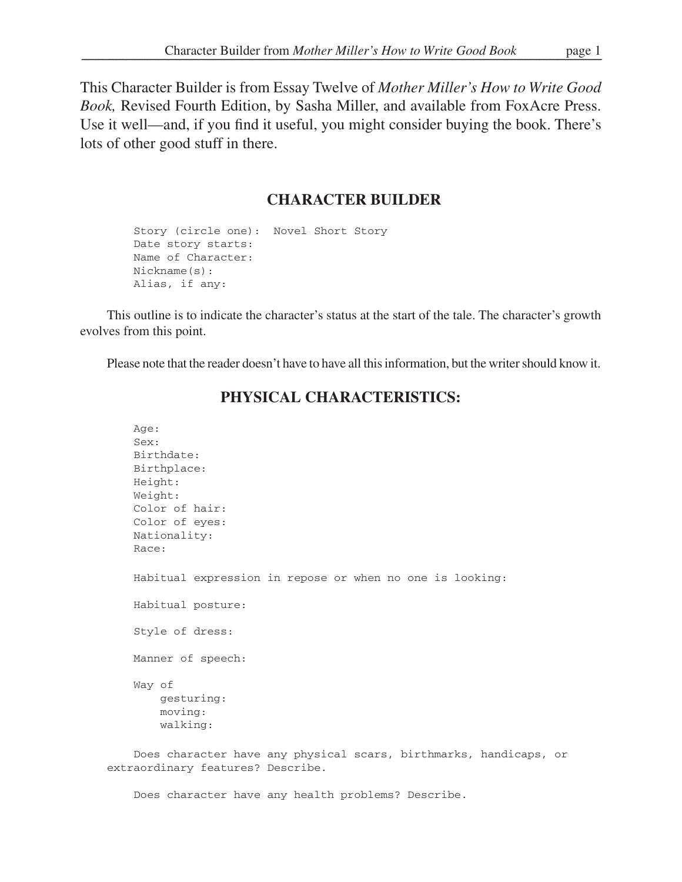This Character Builder is from Essay Twelve of *Mother Miller's How to Write Good Book,* Revised Fourth Edition, by Sasha Miller, and available from FoxAcre Press. Use it well—and, if you find it useful, you might consider buying the book. There's lots of other good stuff in there.

## CHARACTER BUILDER

```
Story (circle one):  Novel Short Story
Date story starts:
Name of Character:
Nickname(s):
Alias, if any:
```

This outline is to indicate the character's status at the start of the tale. The character's growth evolves from this point.

Please note that the reader doesn't have to have all this information, but the writer should know it.

## PHYSICAL CHARACTERISTICS:

```
Age:
Sex:
Birthdate:
Birthplace:
Height:
Weight:
Color of hair:
Color of eyes:
Nationality:
Race:

Habitual expression in repose or when no one is looking:

Habitual posture:

Style of dress:

Manner of speech:

Way of
    gesturing:
    moving:
    walking:

Does character have any physical scars, birthmarks, handicaps, or extraordinary features? Describe.

Does character have any health problems? Describe.
```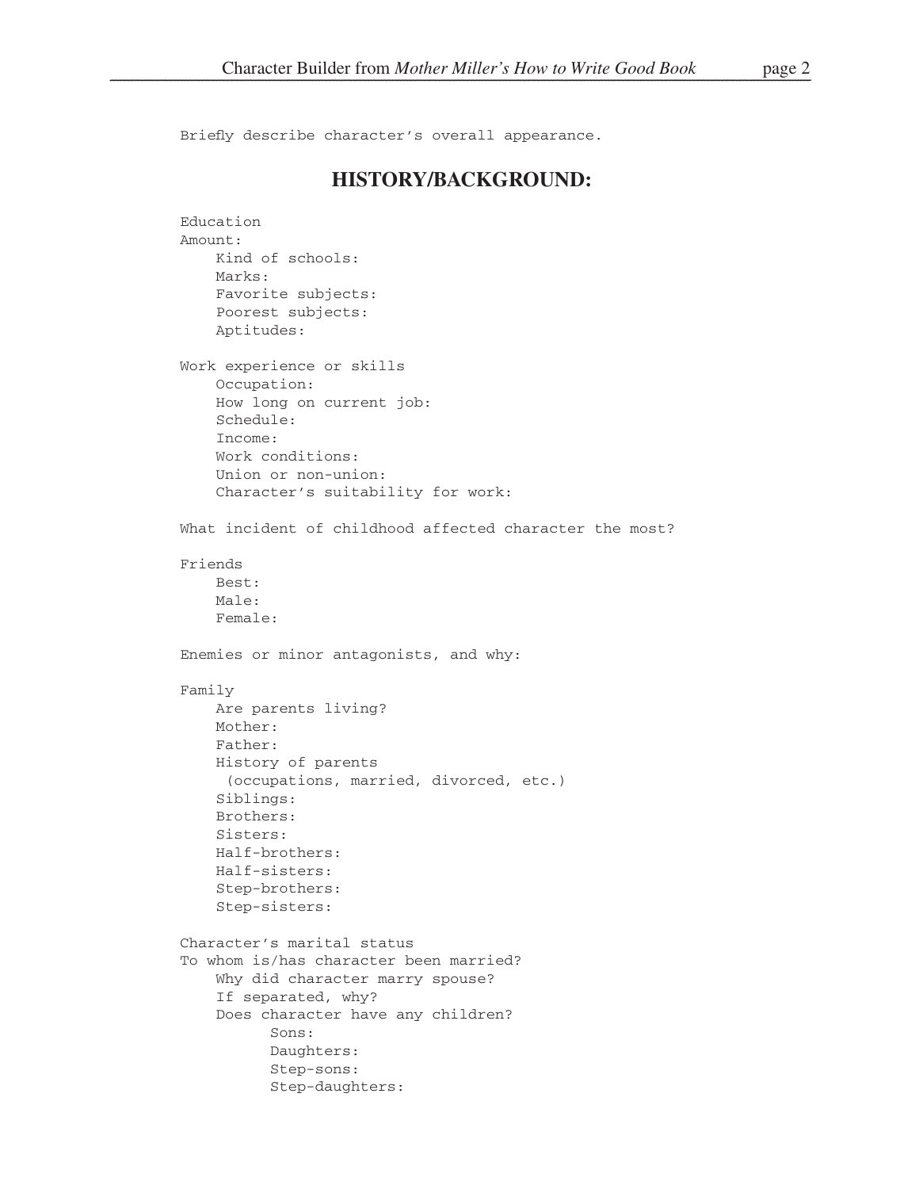Briefly describe character's overall appearance.

## HISTORY/BACKGROUND:

Education
Amount:
- Kind of schools:
- Marks:
- Favorite subjects:
- Poorest subjects:
- Aptitudes:

Work experience or skills
- Occupation:
- How long on current job:
- Schedule:
- Income:
- Work conditions:
- Union or non-union:
- Character's suitability for work:

What incident of childhood affected character the most?

Friends
- Best:
- Male:
- Female:

Enemies or minor antagonists, and why:

Family
- Are parents living?
- Mother:
- Father:
- History of parents
  (occupations, married, divorced, etc.)
- Siblings:
- Brothers:
- Sisters:
- Half-brothers:
- Half-sisters:
- Step-brothers:
- Step-sisters:

Character's marital status
To whom is/has character been married?
- Why did character marry spouse?
- If separated, why?
- Does character have any children?
  - Sons:
  - Daughters:
  - Step-sons:
  - Step-daughters: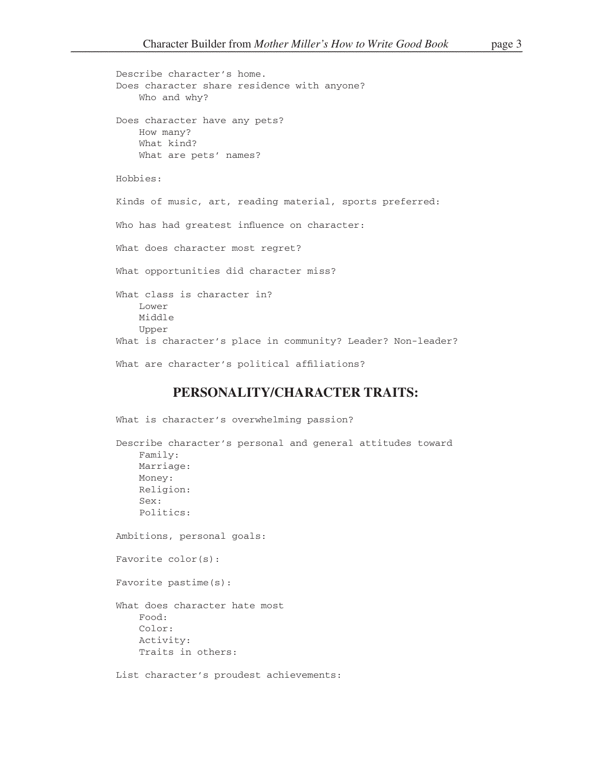Describe character's home.

Does character share residence with anyone?

- Who and why?

Does character have any pets?

- How many?
- What kind?
- What are pets' names?

Hobbies:

Kinds of music, art, reading material, sports preferred:

Who has had greatest influence on character:

What does character most regret?

What opportunities did character miss?

What class is character in?

- Lower
- Middle
- Upper

What is character's place in community? Leader? Non-leader?

What are character's political affiliations?

## PERSONALITY/CHARACTER TRAITS:

What is character's overwhelming passion?

Describe character's personal and general attitudes toward

- Family:
- Marriage:
- Money:
- Religion:
- Sex:
- Politics:

Ambitions, personal goals:

Favorite color(s):

Favorite pastime(s):

What does character hate most

- Food:
- Color:
- Activity:
- Traits in others:

List character's proudest achievements: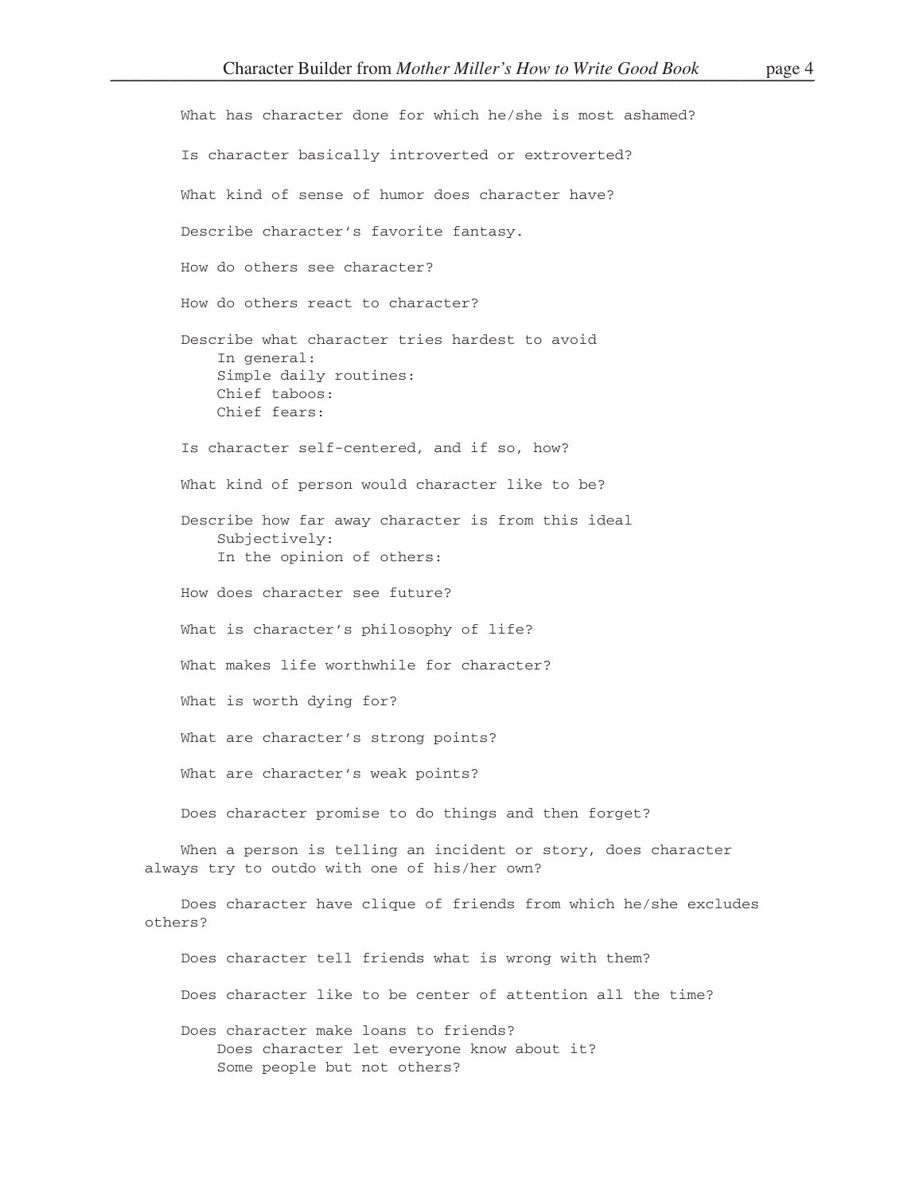What has character done for which he/she is most ashamed?

Is character basically introverted or extroverted?

What kind of sense of humor does character have?

Describe character's favorite fantasy.

How do others see character?

How do others react to character?

Describe what character tries hardest to avoid
- In general:
- Simple daily routines:
- Chief taboos:
- Chief fears:

Is character self-centered, and if so, how?

What kind of person would character like to be?

Describe how far away character is from this ideal
- Subjectively:
- In the opinion of others:

How does character see future?

What is character's philosophy of life?

What makes life worthwhile for character?

What is worth dying for?

What are character's strong points?

What are character's weak points?

Does character promise to do things and then forget?

When a person is telling an incident or story, does character always try to outdo with one of his/her own?

Does character have clique of friends from which he/she excludes others?

Does character tell friends what is wrong with them?

Does character like to be center of attention all the time?

Does character make loans to friends?
- Does character let everyone know about it?
- Some people but not others?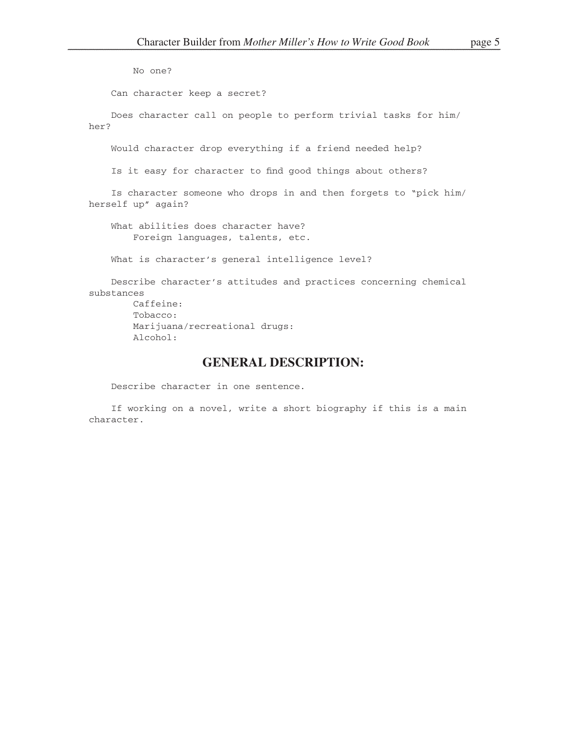No one?

Can character keep a secret?

Does character call on people to perform trivial tasks for him/her?

Would character drop everything if a friend needed help?

Is it easy for character to find good things about others?

Is character someone who drops in and then forgets to "pick him/herself up" again?

What abilities does character have?
Foreign languages, talents, etc.

What is character's general intelligence level?

Describe character's attitudes and practices concerning chemical substances
Caffeine:
Tobacco:
Marijuana/recreational drugs:
Alcohol:

## GENERAL DESCRIPTION:

Describe character in one sentence.

If working on a novel, write a short biography if this is a main character.